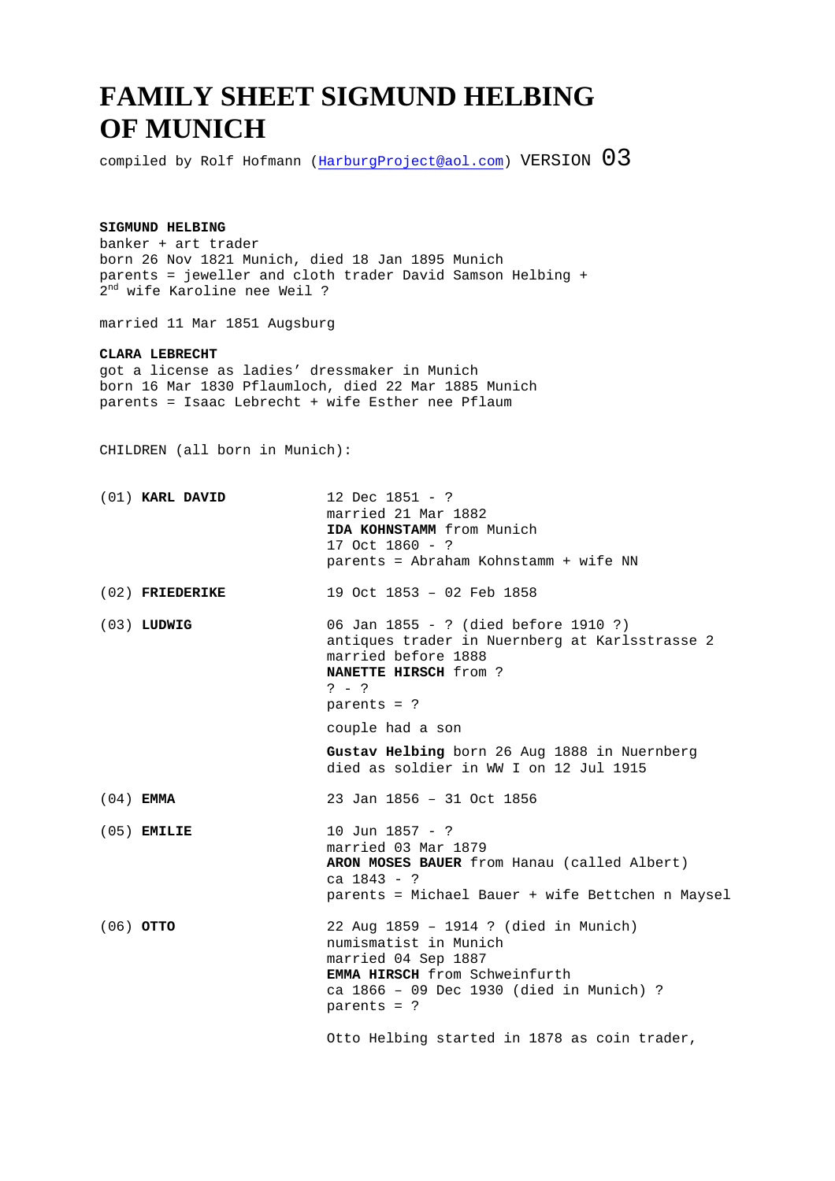# FAMILY SHEET SIGMUND HELBING OF MUNICH

compiled by Rolf Hofmann (HarburgProject@aol.com) VERSION 03

**SIGMUND HELBING**
banker + art trader
born 26 Nov 1821 Munich, died 18 Jan 1895 Munich
parents = jeweller and cloth trader David Samson Helbing + 2nd wife Karoline nee Weil ?

married 11 Mar 1851 Augsburg

**CLARA LEBRECHT**
got a license as ladies' dressmaker in Munich
born 16 Mar 1830 Pflaumloch, died 22 Mar 1885 Munich
parents = Isaac Lebrecht + wife Esther nee Pflaum

CHILDREN (all born in Munich):

(01) **KARL DAVID**
12 Dec 1851 - ?
married 21 Mar 1882
**IDA KOHNSTAMM** from Munich
17 Oct 1860 - ?
parents = Abraham Kohnstamm + wife NN

(02) **FRIEDERIKE**
19 Oct 1853 – 02 Feb 1858

(03) **LUDWIG**
06 Jan 1855 - ? (died before 1910 ?)
antiques trader in Nuernberg at Karlsstrasse 2
married before 1888
**NANETTE HIRSCH** from ?
? - ?
parents = ?

couple had a son

**Gustav Helbing** born 26 Aug 1888 in Nuernberg
died as soldier in WW I on 12 Jul 1915

(04) **EMMA**
23 Jan 1856 – 31 Oct 1856

(05) **EMILIE**
10 Jun 1857 - ?
married 03 Mar 1879
**ARON MOSES BAUER** from Hanau (called Albert)
ca 1843 - ?
parents = Michael Bauer + wife Bettchen n Maysel

(06) **OTTO**
22 Aug 1859 – 1914 ? (died in Munich)
numismatist in Munich
married 04 Sep 1887
**EMMA HIRSCH** from Schweinfurth
ca 1866 – 09 Dec 1930 (died in Munich) ?
parents = ?

Otto Helbing started in 1878 as coin trader,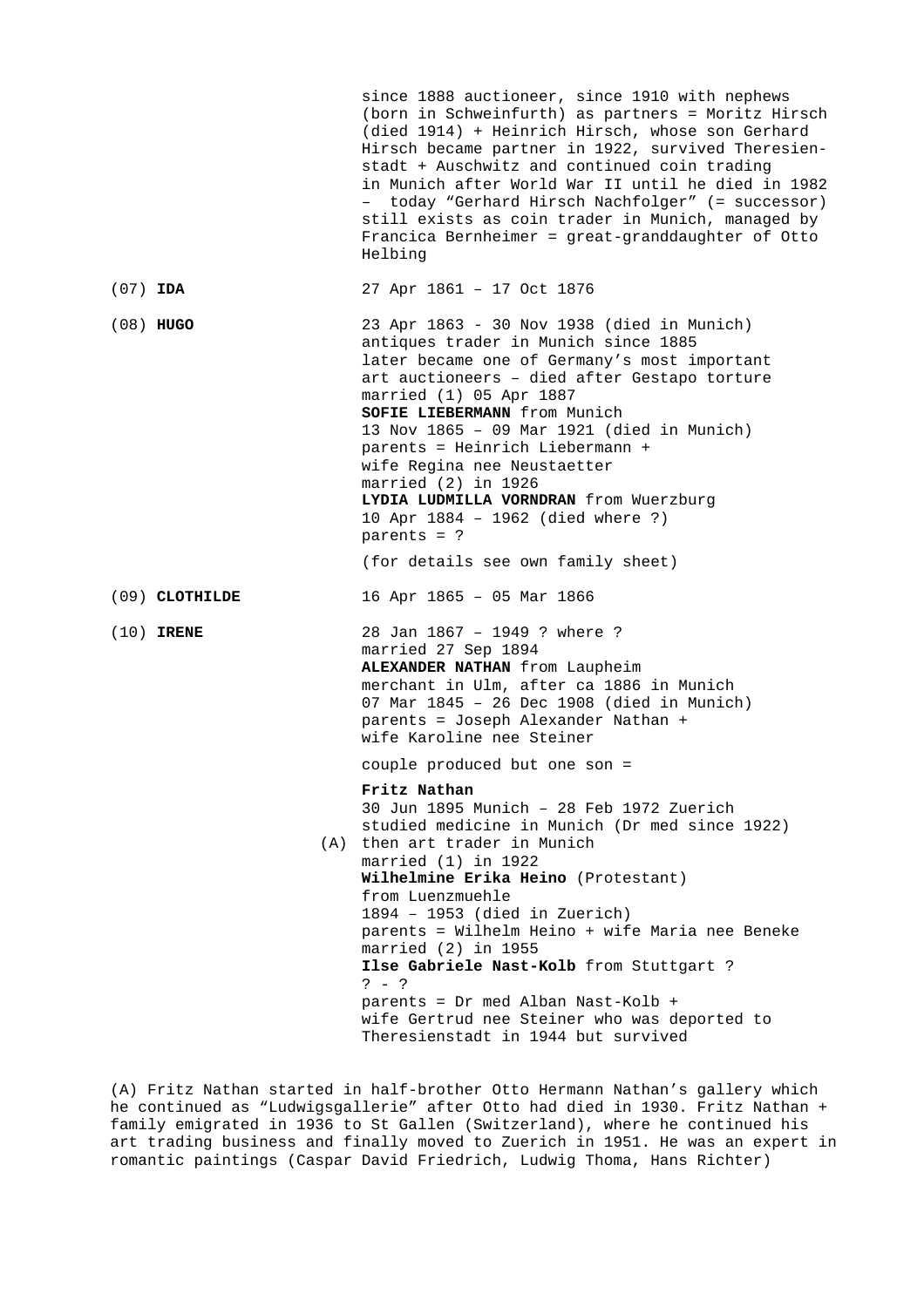since 1888 auctioneer, since 1910 with nephews (born in Schweinfurth) as partners = Moritz Hirsch (died 1914) + Heinrich Hirsch, whose son Gerhard Hirsch became partner in 1922, survived Theresienstadt + Auschwitz and continued coin trading in Munich after World War II until he died in 1982 – today "Gerhard Hirsch Nachfolger" (= successor) still exists as coin trader in Munich, managed by Francica Bernheimer = great-granddaughter of Otto Helbing

(07) **IDA**

27 Apr 1861 – 17 Oct 1876

(08) **HUGO**

23 Apr 1863 - 30 Nov 1938 (died in Munich)
antiques trader in Munich since 1885
later became one of Germany's most important art auctioneers – died after Gestapo torture
married (1) 05 Apr 1887
**SOFIE LIEBERMANN** from Munich
13 Nov 1865 – 09 Mar 1921 (died in Munich)
parents = Heinrich Liebermann +
wife Regina nee Neustaetter
married (2) in 1926
**LYDIA LUDMILLA VORNDRAN** from Wuerzburg
10 Apr 1884 – 1962 (died where ?)
parents = ?

(for details see own family sheet)

(09) **CLOTHILDE**

16 Apr 1865 – 05 Mar 1866

(10) **IRENE**

28 Jan 1867 – 1949 ? where ?
married 27 Sep 1894
**ALEXANDER NATHAN** from Laupheim
merchant in Ulm, after ca 1886 in Munich
07 Mar 1845 – 26 Dec 1908 (died in Munich)
parents = Joseph Alexander Nathan +
wife Karoline nee Steiner

couple produced but one son =

**Fritz Nathan**
30 Jun 1895 Munich – 28 Feb 1972 Zuerich
studied medicine in Munich (Dr med since 1922)
(A) then art trader in Munich
married (1) in 1922
**Wilhelmine Erika Heino** (Protestant)
from Luenzmuehle
1894 – 1953 (died in Zuerich)
parents = Wilhelm Heino + wife Maria nee Beneke
married (2) in 1955
**Ilse Gabriele Nast-Kolb** from Stuttgart ?
? - ?
parents = Dr med Alban Nast-Kolb +
wife Gertrud nee Steiner who was deported to Theresienstadt in 1944 but survived

(A) Fritz Nathan started in half-brother Otto Hermann Nathan's gallery which he continued as "Ludwigsgallerie" after Otto had died in 1930. Fritz Nathan + family emigrated in 1936 to St Gallen (Switzerland), where he continued his art trading business and finally moved to Zuerich in 1951. He was an expert in romantic paintings (Caspar David Friedrich, Ludwig Thoma, Hans Richter)